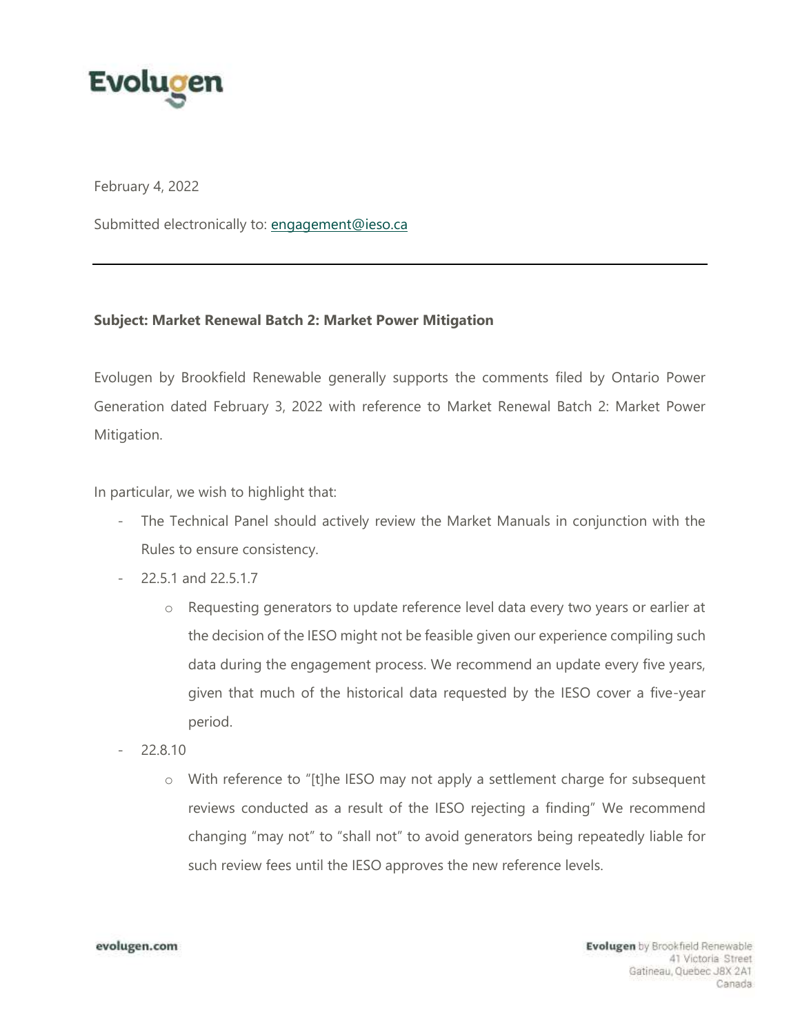February 4, 2022

Submitted electronically to: engagement@ieso.ca

---

**Subject: Market Renewal Batch 2: Market Power Mitigation**

Evolugen by Brookfield Renewable generally supports the comments filed by Ontario Power Generation dated February 3, 2022 with reference to Market Renewal Batch 2: Market Power Mitigation.

In particular, we wish to highlight that:

- The Technical Panel should actively review the Market Manuals in conjunction with the Rules to ensure consistency.
- 22.5.1 and 22.5.1.7
  - Requesting generators to update reference level data every two years or earlier at the decision of the IESO might not be feasible given our experience compiling such data during the engagement process. We recommend an update every five years, given that much of the historical data requested by the IESO cover a five-year period.
- 22.8.10
  - With reference to "[t]he IESO may not apply a settlement charge for subsequent reviews conducted as a result of the IESO rejecting a finding" We recommend changing "may not" to "shall not" to avoid generators being repeatedly liable for such review fees until the IESO approves the new reference levels.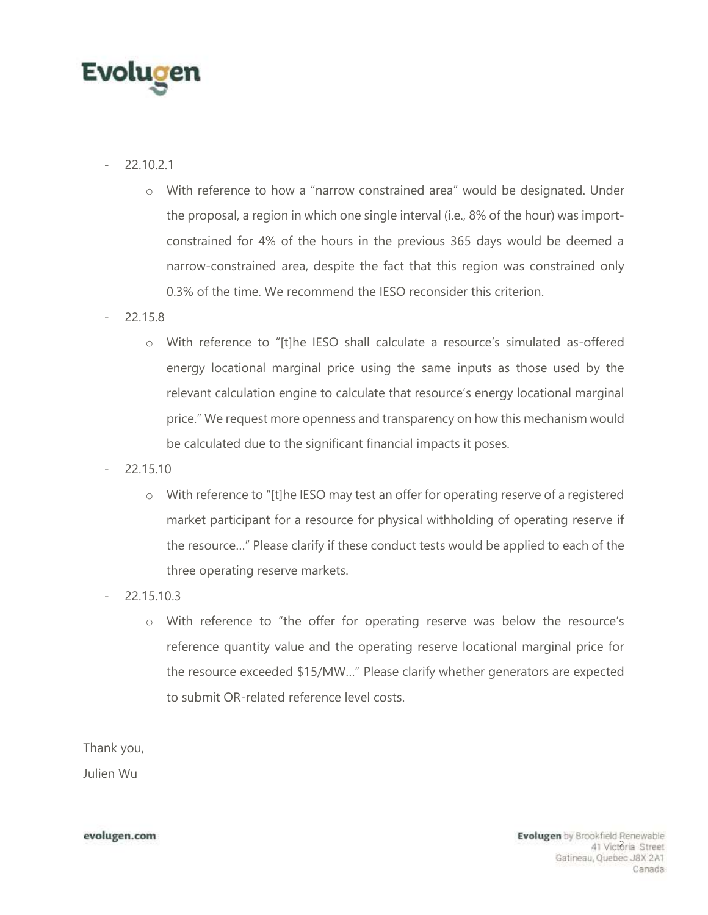- 22.10.2.1
  - With reference to how a "narrow constrained area" would be designated. Under the proposal, a region in which one single interval (i.e., 8% of the hour) was import-constrained for 4% of the hours in the previous 365 days would be deemed a narrow-constrained area, despite the fact that this region was constrained only 0.3% of the time. We recommend the IESO reconsider this criterion.
- 22.15.8
  - With reference to "[t]he IESO shall calculate a resource's simulated as-offered energy locational marginal price using the same inputs as those used by the relevant calculation engine to calculate that resource's energy locational marginal price." We request more openness and transparency on how this mechanism would be calculated due to the significant financial impacts it poses.
- 22.15.10
  - With reference to "[t]he IESO may test an offer for operating reserve of a registered market participant for a resource for physical withholding of operating reserve if the resource…" Please clarify if these conduct tests would be applied to each of the three operating reserve markets.
- 22.15.10.3
  - With reference to "the offer for operating reserve was below the resource's reference quantity value and the operating reserve locational marginal price for the resource exceeded $15/MW…" Please clarify whether generators are expected to submit OR-related reference level costs.

Thank you,

Julien Wu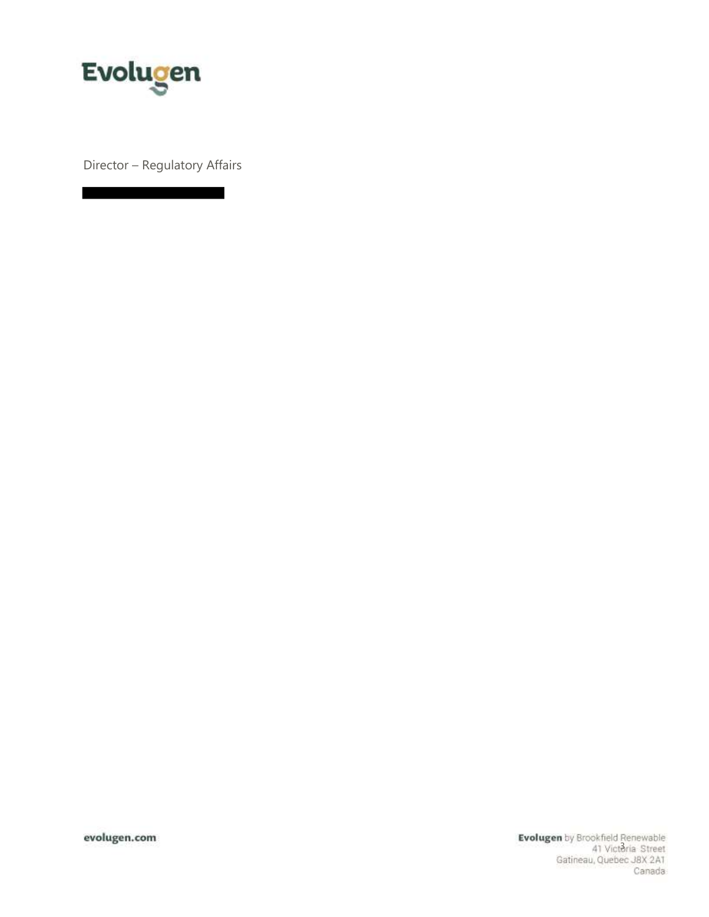Evolugen

Director – Regulatory Affairs

evolugen.com

**Evolugen** by Brookfield Renewable
41 Victoria Street
Gatineau, Quebec J8X 2A1
Canada